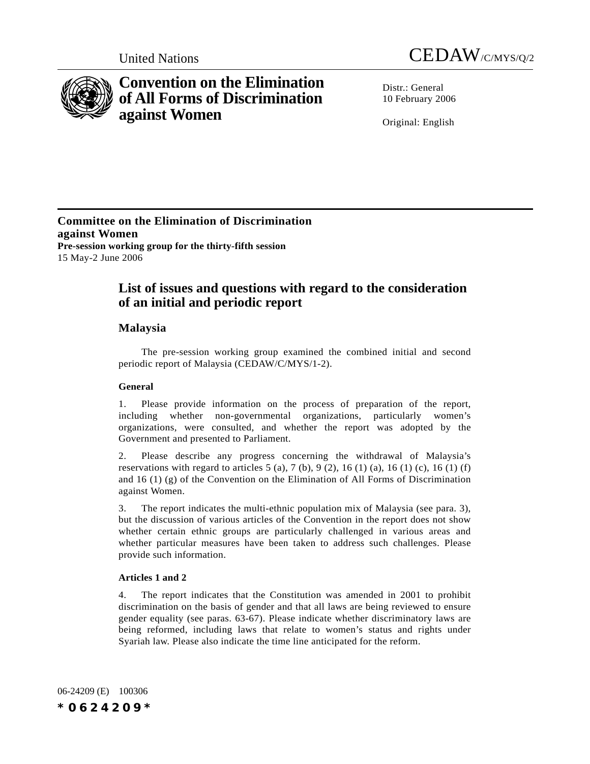United Nations CEDAW/C/MYS/Q/2

# Convention on the Elimination of All Forms of Discrimination against Women

Distr.: General
10 February 2006

Original: English

**Committee on the Elimination of Discrimination against Women**
**Pre-session working group for the thirty-fifth session**
15 May-2 June 2006

## List of issues and questions with regard to the consideration of an initial and periodic report

### Malaysia

The pre-session working group examined the combined initial and second periodic report of Malaysia (CEDAW/C/MYS/1-2).

#### General

1. Please provide information on the process of preparation of the report, including whether non-governmental organizations, particularly women's organizations, were consulted, and whether the report was adopted by the Government and presented to Parliament.

2. Please describe any progress concerning the withdrawal of Malaysia's reservations with regard to articles 5 (a), 7 (b), 9 (2), 16 (1) (a), 16 (1) (c), 16 (1) (f) and 16 (1) (g) of the Convention on the Elimination of All Forms of Discrimination against Women.

3. The report indicates the multi-ethnic population mix of Malaysia (see para. 3), but the discussion of various articles of the Convention in the report does not show whether certain ethnic groups are particularly challenged in various areas and whether particular measures have been taken to address such challenges. Please provide such information.

#### Articles 1 and 2

4. The report indicates that the Constitution was amended in 2001 to prohibit discrimination on the basis of gender and that all laws are being reviewed to ensure gender equality (see paras. 63-67). Please indicate whether discriminatory laws are being reformed, including laws that relate to women's status and rights under Syariah law. Please also indicate the time line anticipated for the reform.

06-24209 (E) 100306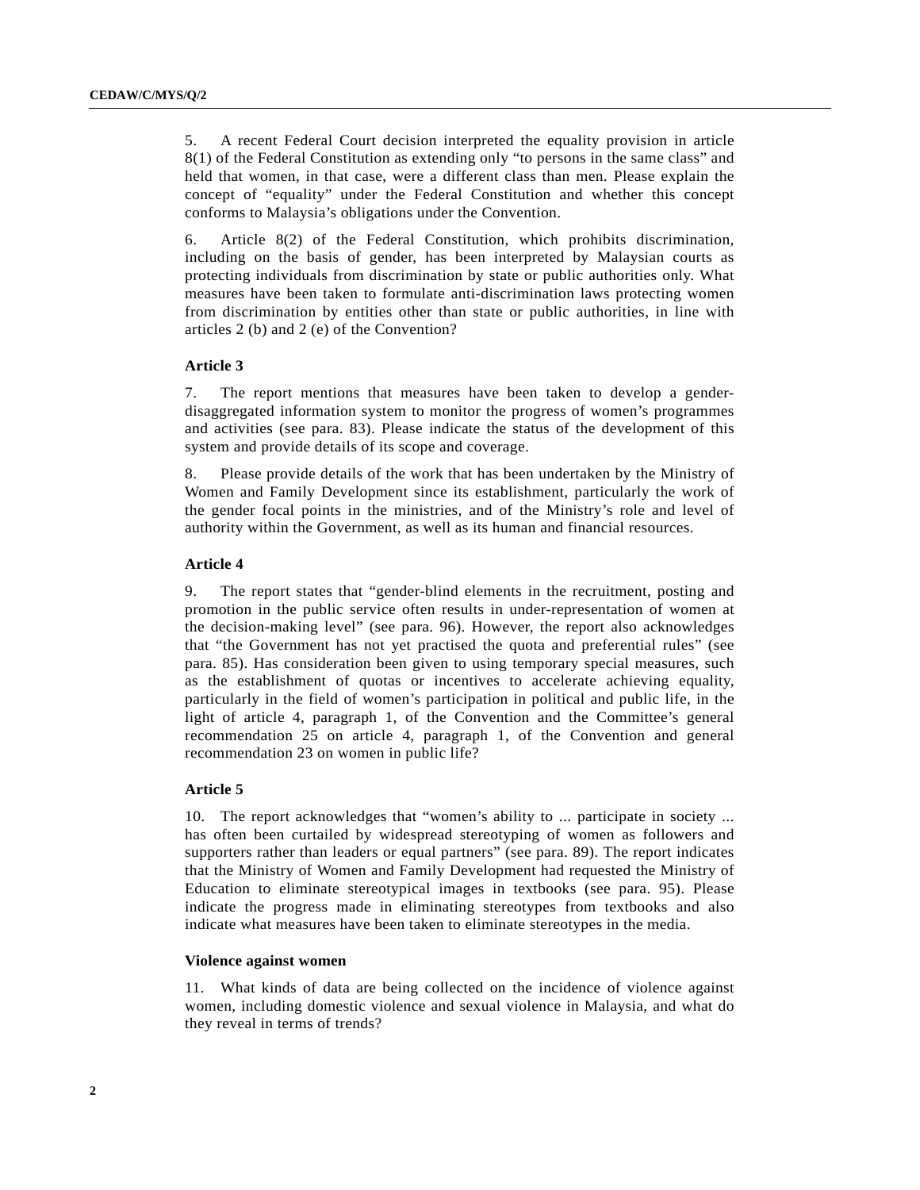5. A recent Federal Court decision interpreted the equality provision in article 8(1) of the Federal Constitution as extending only "to persons in the same class" and held that women, in that case, were a different class than men. Please explain the concept of "equality" under the Federal Constitution and whether this concept conforms to Malaysia's obligations under the Convention.

6. Article 8(2) of the Federal Constitution, which prohibits discrimination, including on the basis of gender, has been interpreted by Malaysian courts as protecting individuals from discrimination by state or public authorities only. What measures have been taken to formulate anti-discrimination laws protecting women from discrimination by entities other than state or public authorities, in line with articles 2 (b) and 2 (e) of the Convention?

### Article 3

7. The report mentions that measures have been taken to develop a gender-disaggregated information system to monitor the progress of women's programmes and activities (see para. 83). Please indicate the status of the development of this system and provide details of its scope and coverage.

8. Please provide details of the work that has been undertaken by the Ministry of Women and Family Development since its establishment, particularly the work of the gender focal points in the ministries, and of the Ministry's role and level of authority within the Government, as well as its human and financial resources.

### Article 4

9. The report states that "gender-blind elements in the recruitment, posting and promotion in the public service often results in under-representation of women at the decision-making level" (see para. 96). However, the report also acknowledges that "the Government has not yet practised the quota and preferential rules" (see para. 85). Has consideration been given to using temporary special measures, such as the establishment of quotas or incentives to accelerate achieving equality, particularly in the field of women's participation in political and public life, in the light of article 4, paragraph 1, of the Convention and the Committee's general recommendation 25 on article 4, paragraph 1, of the Convention and general recommendation 23 on women in public life?

### Article 5

10. The report acknowledges that "women's ability to ... participate in society ... has often been curtailed by widespread stereotyping of women as followers and supporters rather than leaders or equal partners" (see para. 89). The report indicates that the Ministry of Women and Family Development had requested the Ministry of Education to eliminate stereotypical images in textbooks (see para. 95). Please indicate the progress made in eliminating stereotypes from textbooks and also indicate what measures have been taken to eliminate stereotypes in the media.

### Violence against women

11. What kinds of data are being collected on the incidence of violence against women, including domestic violence and sexual violence in Malaysia, and what do they reveal in terms of trends?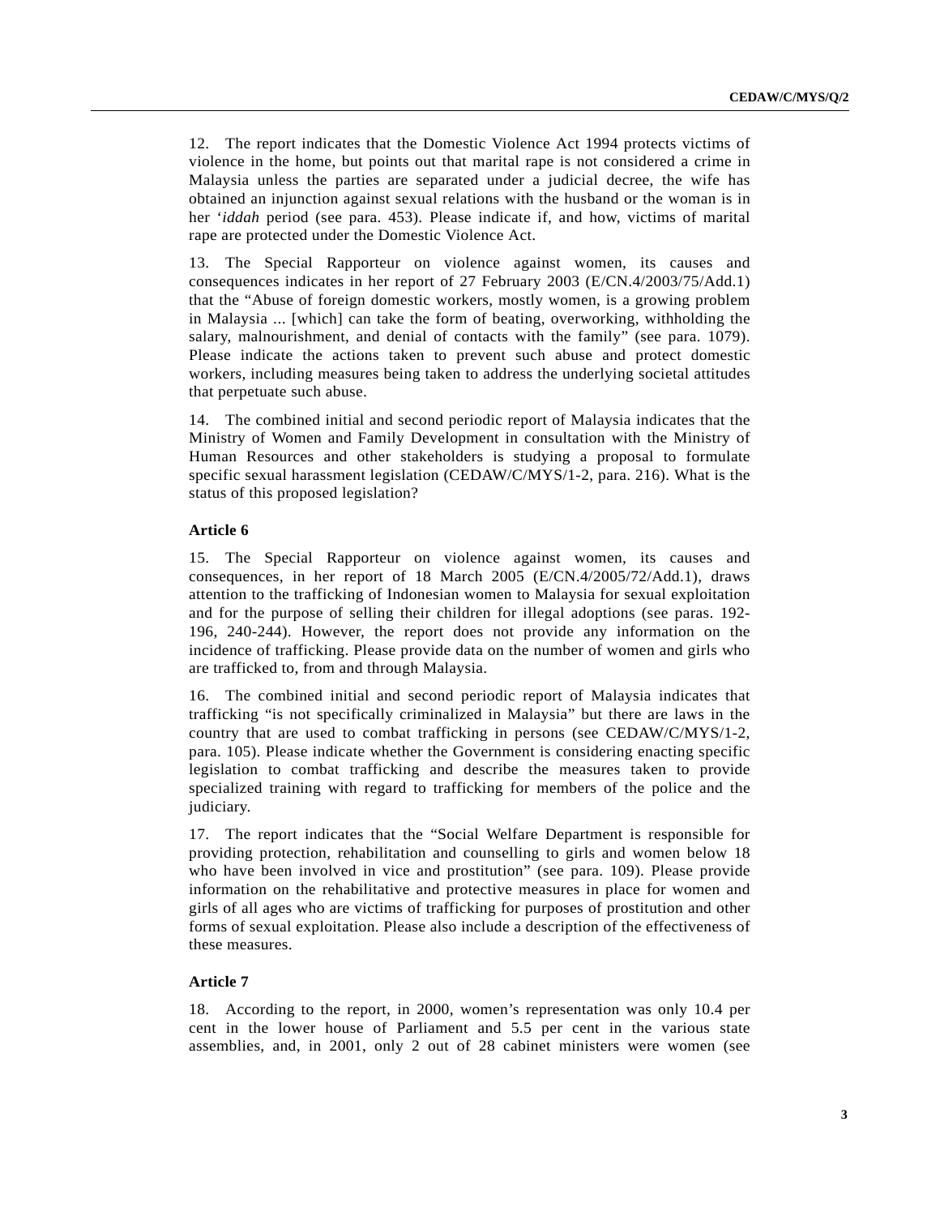12. The report indicates that the Domestic Violence Act 1994 protects victims of violence in the home, but points out that marital rape is not considered a crime in Malaysia unless the parties are separated under a judicial decree, the wife has obtained an injunction against sexual relations with the husband or the woman is in her '*iddah* period (see para. 453). Please indicate if, and how, victims of marital rape are protected under the Domestic Violence Act.

13. The Special Rapporteur on violence against women, its causes and consequences indicates in her report of 27 February 2003 (E/CN.4/2003/75/Add.1) that the "Abuse of foreign domestic workers, mostly women, is a growing problem in Malaysia ... [which] can take the form of beating, overworking, withholding the salary, malnourishment, and denial of contacts with the family" (see para. 1079). Please indicate the actions taken to prevent such abuse and protect domestic workers, including measures being taken to address the underlying societal attitudes that perpetuate such abuse.

14. The combined initial and second periodic report of Malaysia indicates that the Ministry of Women and Family Development in consultation with the Ministry of Human Resources and other stakeholders is studying a proposal to formulate specific sexual harassment legislation (CEDAW/C/MYS/1-2, para. 216). What is the status of this proposed legislation?

### Article 6

15. The Special Rapporteur on violence against women, its causes and consequences, in her report of 18 March 2005 (E/CN.4/2005/72/Add.1), draws attention to the trafficking of Indonesian women to Malaysia for sexual exploitation and for the purpose of selling their children for illegal adoptions (see paras. 192-196, 240-244). However, the report does not provide any information on the incidence of trafficking. Please provide data on the number of women and girls who are trafficked to, from and through Malaysia.

16. The combined initial and second periodic report of Malaysia indicates that trafficking "is not specifically criminalized in Malaysia" but there are laws in the country that are used to combat trafficking in persons (see CEDAW/C/MYS/1-2, para. 105). Please indicate whether the Government is considering enacting specific legislation to combat trafficking and describe the measures taken to provide specialized training with regard to trafficking for members of the police and the judiciary.

17. The report indicates that the "Social Welfare Department is responsible for providing protection, rehabilitation and counselling to girls and women below 18 who have been involved in vice and prostitution" (see para. 109). Please provide information on the rehabilitative and protective measures in place for women and girls of all ages who are victims of trafficking for purposes of prostitution and other forms of sexual exploitation. Please also include a description of the effectiveness of these measures.

### Article 7

18. According to the report, in 2000, women's representation was only 10.4 per cent in the lower house of Parliament and 5.5 per cent in the various state assemblies, and, in 2001, only 2 out of 28 cabinet ministers were women (see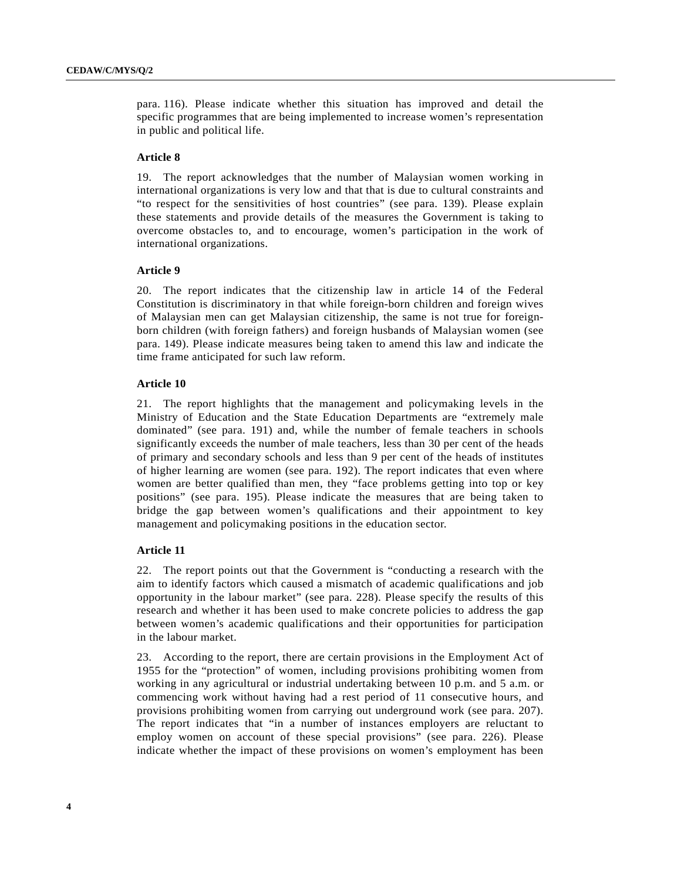para. 116). Please indicate whether this situation has improved and detail the specific programmes that are being implemented to increase women's representation in public and political life.

### Article 8

19. The report acknowledges that the number of Malaysian women working in international organizations is very low and that that is due to cultural constraints and "to respect for the sensitivities of host countries" (see para. 139). Please explain these statements and provide details of the measures the Government is taking to overcome obstacles to, and to encourage, women's participation in the work of international organizations.

### Article 9

20. The report indicates that the citizenship law in article 14 of the Federal Constitution is discriminatory in that while foreign-born children and foreign wives of Malaysian men can get Malaysian citizenship, the same is not true for foreign-born children (with foreign fathers) and foreign husbands of Malaysian women (see para. 149). Please indicate measures being taken to amend this law and indicate the time frame anticipated for such law reform.

### Article 10

21. The report highlights that the management and policymaking levels in the Ministry of Education and the State Education Departments are "extremely male dominated" (see para. 191) and, while the number of female teachers in schools significantly exceeds the number of male teachers, less than 30 per cent of the heads of primary and secondary schools and less than 9 per cent of the heads of institutes of higher learning are women (see para. 192). The report indicates that even where women are better qualified than men, they "face problems getting into top or key positions" (see para. 195). Please indicate the measures that are being taken to bridge the gap between women's qualifications and their appointment to key management and policymaking positions in the education sector.

### Article 11

22. The report points out that the Government is "conducting a research with the aim to identify factors which caused a mismatch of academic qualifications and job opportunity in the labour market" (see para. 228). Please specify the results of this research and whether it has been used to make concrete policies to address the gap between women's academic qualifications and their opportunities for participation in the labour market.

23. According to the report, there are certain provisions in the Employment Act of 1955 for the "protection" of women, including provisions prohibiting women from working in any agricultural or industrial undertaking between 10 p.m. and 5 a.m. or commencing work without having had a rest period of 11 consecutive hours, and provisions prohibiting women from carrying out underground work (see para. 207). The report indicates that "in a number of instances employers are reluctant to employ women on account of these special provisions" (see para. 226). Please indicate whether the impact of these provisions on women's employment has been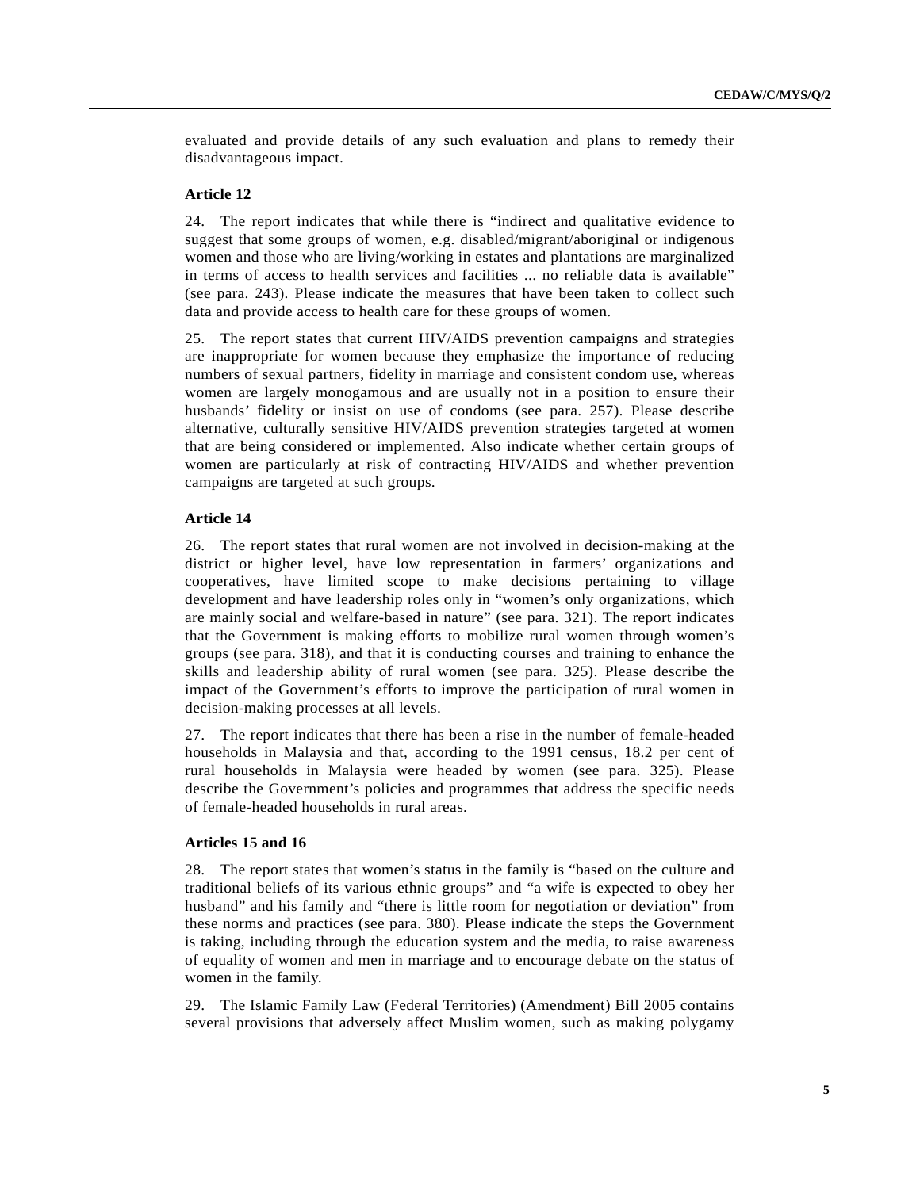evaluated and provide details of any such evaluation and plans to remedy their disadvantageous impact.

### Article 12

24. The report indicates that while there is "indirect and qualitative evidence to suggest that some groups of women, e.g. disabled/migrant/aboriginal or indigenous women and those who are living/working in estates and plantations are marginalized in terms of access to health services and facilities ... no reliable data is available" (see para. 243). Please indicate the measures that have been taken to collect such data and provide access to health care for these groups of women.

25. The report states that current HIV/AIDS prevention campaigns and strategies are inappropriate for women because they emphasize the importance of reducing numbers of sexual partners, fidelity in marriage and consistent condom use, whereas women are largely monogamous and are usually not in a position to ensure their husbands' fidelity or insist on use of condoms (see para. 257). Please describe alternative, culturally sensitive HIV/AIDS prevention strategies targeted at women that are being considered or implemented. Also indicate whether certain groups of women are particularly at risk of contracting HIV/AIDS and whether prevention campaigns are targeted at such groups.

### Article 14

26. The report states that rural women are not involved in decision-making at the district or higher level, have low representation in farmers' organizations and cooperatives, have limited scope to make decisions pertaining to village development and have leadership roles only in "women's only organizations, which are mainly social and welfare-based in nature" (see para. 321). The report indicates that the Government is making efforts to mobilize rural women through women's groups (see para. 318), and that it is conducting courses and training to enhance the skills and leadership ability of rural women (see para. 325). Please describe the impact of the Government's efforts to improve the participation of rural women in decision-making processes at all levels.

27. The report indicates that there has been a rise in the number of female-headed households in Malaysia and that, according to the 1991 census, 18.2 per cent of rural households in Malaysia were headed by women (see para. 325). Please describe the Government's policies and programmes that address the specific needs of female-headed households in rural areas.

### Articles 15 and 16

28. The report states that women's status in the family is "based on the culture and traditional beliefs of its various ethnic groups" and "a wife is expected to obey her husband" and his family and "there is little room for negotiation or deviation" from these norms and practices (see para. 380). Please indicate the steps the Government is taking, including through the education system and the media, to raise awareness of equality of women and men in marriage and to encourage debate on the status of women in the family.

29. The Islamic Family Law (Federal Territories) (Amendment) Bill 2005 contains several provisions that adversely affect Muslim women, such as making polygamy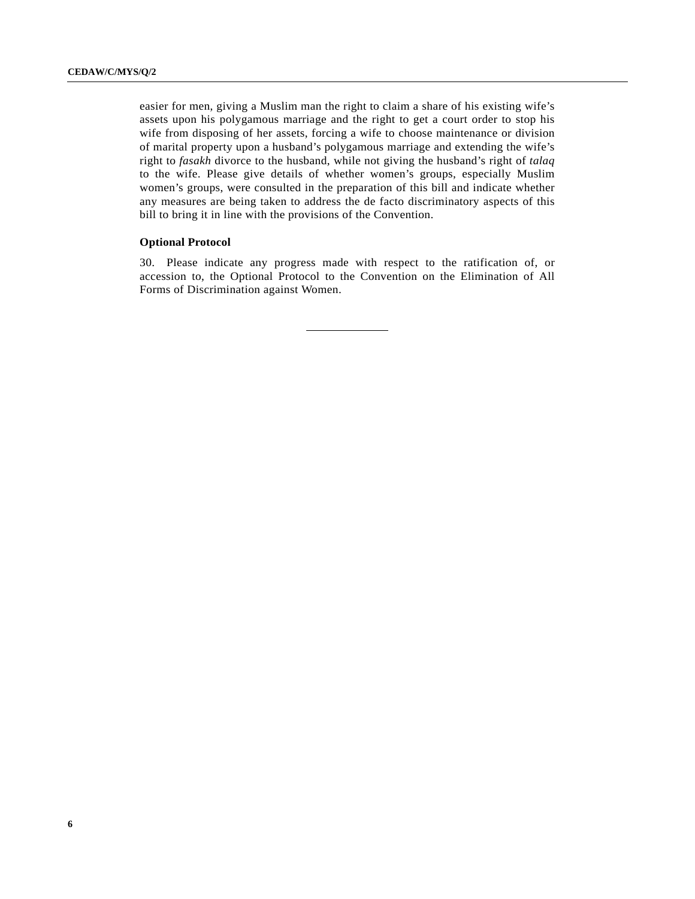easier for men, giving a Muslim man the right to claim a share of his existing wife's assets upon his polygamous marriage and the right to get a court order to stop his wife from disposing of her assets, forcing a wife to choose maintenance or division of marital property upon a husband's polygamous marriage and extending the wife's right to *fasakh* divorce to the husband, while not giving the husband's right of *talaq* to the wife. Please give details of whether women's groups, especially Muslim women's groups, were consulted in the preparation of this bill and indicate whether any measures are being taken to address the de facto discriminatory aspects of this bill to bring it in line with the provisions of the Convention.

**Optional Protocol**

30. Please indicate any progress made with respect to the ratification of, or accession to, the Optional Protocol to the Convention on the Elimination of All Forms of Discrimination against Women.